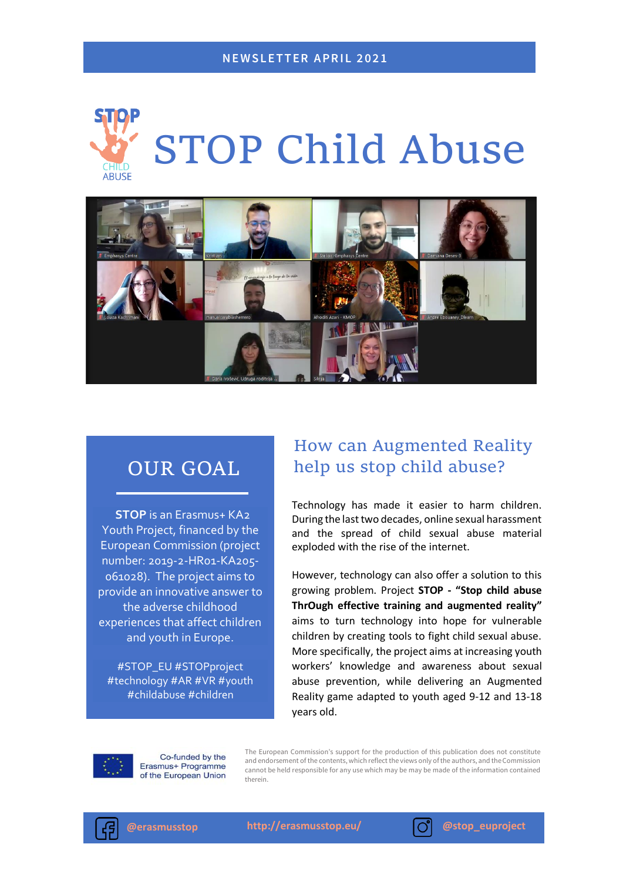NEWSLETTER APRIL 2021

# STOP Child Abuse

## OUR GOAL

**STOP** is an Erasmus+ KA2 Youth Project, financed by the European Commission (project number: 2019-2-HR01-KA205-061028). The project aims to provide an innovative answer to the adverse childhood experiences that affect children and youth in Europe.

#STOP_EU #STOPproject #technology #AR #VR #youth #childabuse #children

## How can Augmented Reality help us stop child abuse?

Technology has made it easier to harm children. During the last two decades, online sexual harassment and the spread of child sexual abuse material exploded with the rise of the internet.

However, technology can also offer a solution to this growing problem. Project **STOP - "Stop child abuse ThrOugh effective training and augmented reality"** aims to turn technology into hope for vulnerable children by creating tools to fight child sexual abuse. More specifically, the project aims at increasing youth workers' knowledge and awareness about sexual abuse prevention, while delivering an Augmented Reality game adapted to youth aged 9-12 and 13-18 years old.

Co-funded by the Erasmus+ Programme of the European Union

The European Commission's support for the production of this publication does not constitute and endorsement of the contents, which reflect the views only of the authors, and the Commission cannot be held responsible for any use which may be may be made of the information contained therein.

@erasmusstop http://erasmusstop.eu/ @stop_euproject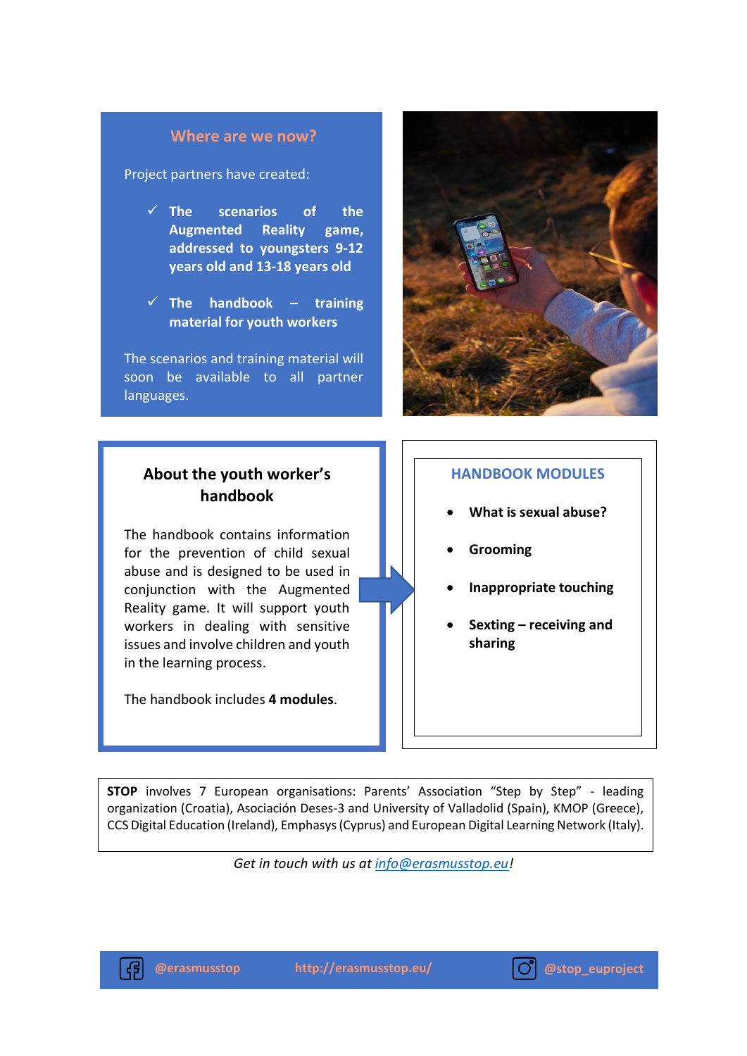## Where are we now?

Project partners have created:

- ✓ **The scenarios of the Augmented Reality game, addressed to youngsters 9-12 years old and 13-18 years old**
- ✓ **The handbook – training material for youth workers**

The scenarios and training material will soon be available to all partner languages.

## About the youth worker's handbook

The handbook contains information for the prevention of child sexual abuse and is designed to be used in conjunction with the Augmented Reality game. It will support youth workers in dealing with sensitive issues and involve children and youth in the learning process.

The handbook includes **4 modules**.

## HANDBOOK MODULES

- **What is sexual abuse?**
- **Grooming**
- **Inappropriate touching**
- **Sexting – receiving and sharing**

**STOP** involves 7 European organisations: Parents' Association "Step by Step" - leading organization (Croatia), Asociación Deses-3 and University of Valladolid (Spain), KMOP (Greece), CCS Digital Education (Ireland), Emphasys (Cyprus) and European Digital Learning Network (Italy).

*Get in touch with us at [info@erasmusstop.eu](mailto:info@erasmusstop.eu)!*

@erasmusstop | http://erasmusstop.eu/ | @stop_euproject